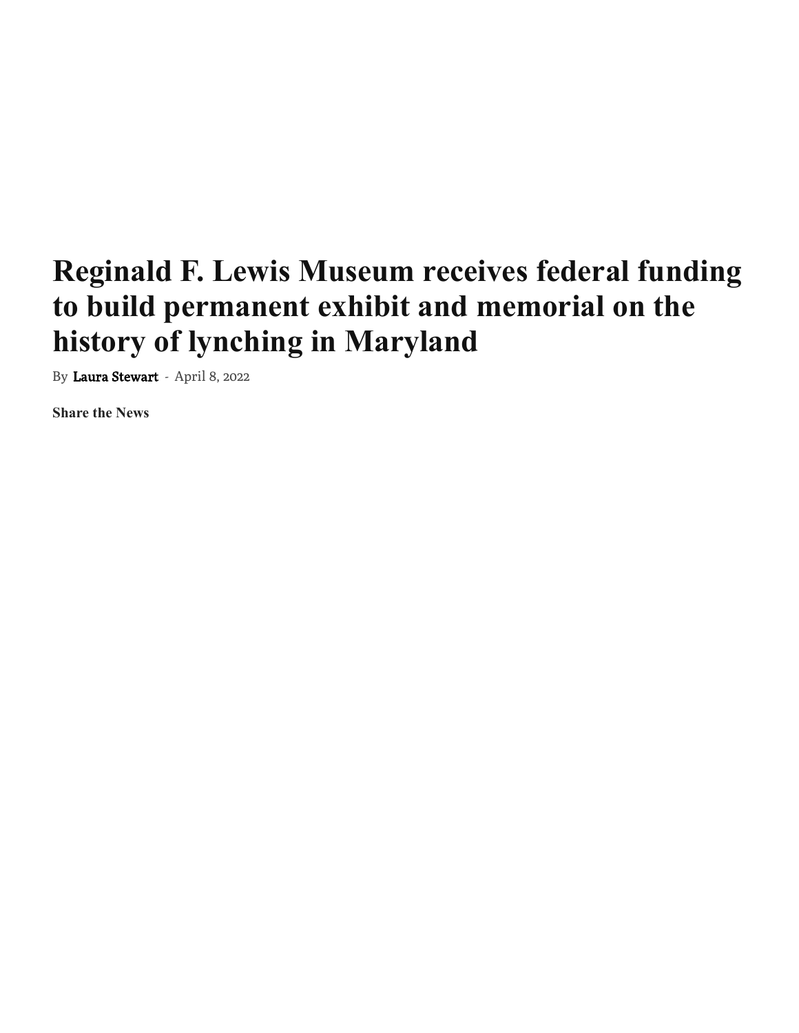# Reginald F. Lewis Museum receives federal funding to build permanent exhibit and memorial on the history of lynching in Maryland

By Laura Stewart - April 8, 2022

**Share the News**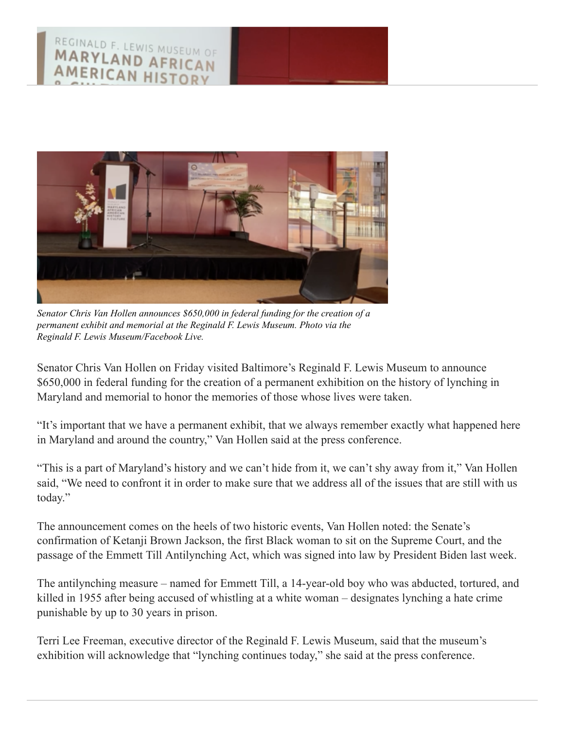*Senator Chris Van Hollen announces $650,000 in federal funding for the creation of a permanent exhibit and memorial at the Reginald F. Lewis Museum. Photo via the Reginald F. Lewis Museum/Facebook Live.*

Senator Chris Van Hollen on Friday visited Baltimore's Reginald F. Lewis Museum to announce $650,000 in federal funding for the creation of a permanent exhibition on the history of lynching in Maryland and memorial to honor the memories of those whose lives were taken.

"It's important that we have a permanent exhibit, that we always remember exactly what happened here in Maryland and around the country," Van Hollen said at the press conference.

"This is a part of Maryland's history and we can't hide from it, we can't shy away from it," Van Hollen said, "We need to confront it in order to make sure that we address all of the issues that are still with us today."

The announcement comes on the heels of two historic events, Van Hollen noted: the Senate's confirmation of Ketanji Brown Jackson, the first Black woman to sit on the Supreme Court, and the passage of the Emmett Till Antilynching Act, which was signed into law by President Biden last week.

The antilynching measure – named for Emmett Till, a 14-year-old boy who was abducted, tortured, and killed in 1955 after being accused of whistling at a white woman – designates lynching a hate crime punishable by up to 30 years in prison.

Terri Lee Freeman, executive director of the Reginald F. Lewis Museum, said that the museum's exhibition will acknowledge that "lynching continues today," she said at the press conference.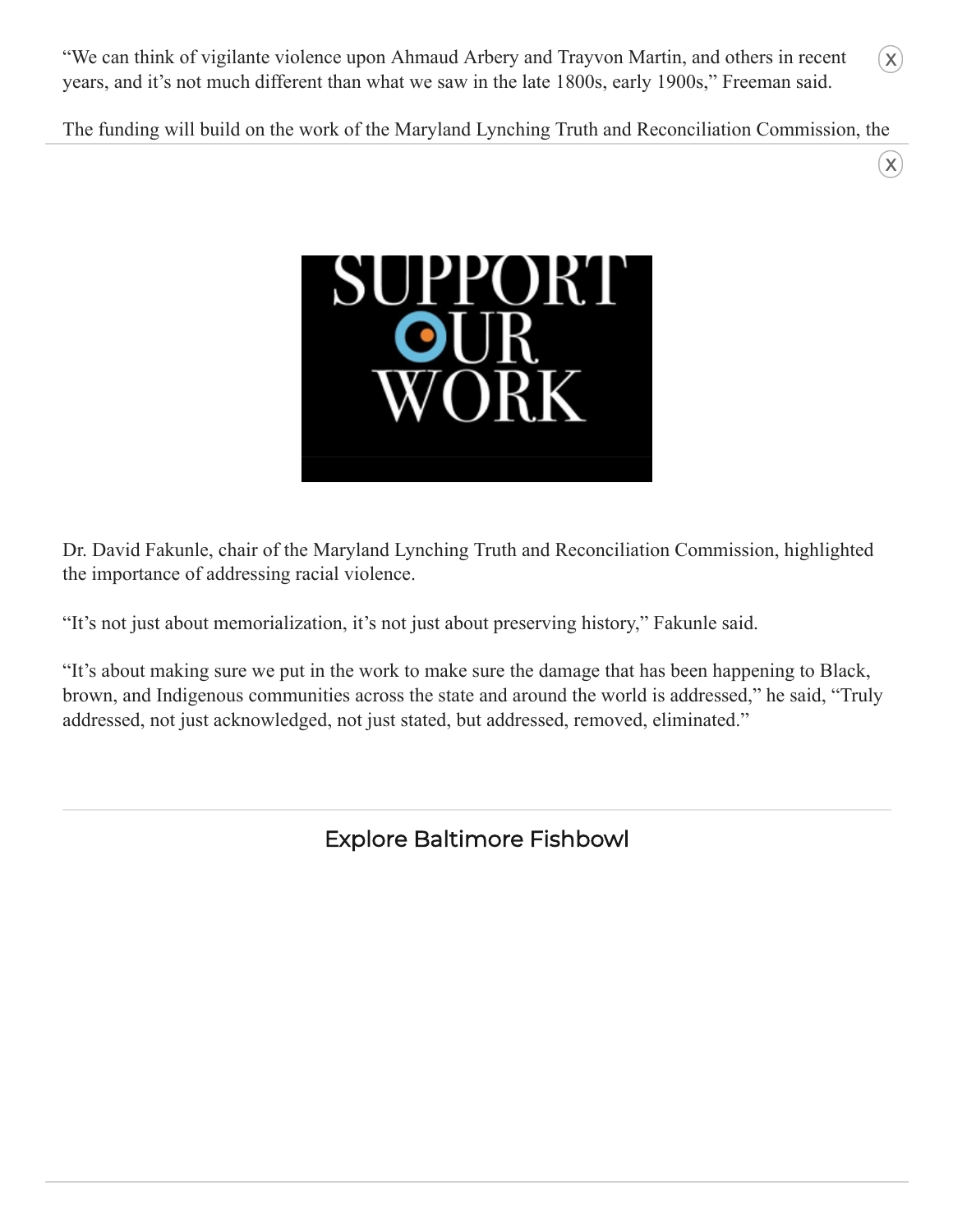"We can think of vigilante violence upon Ahmaud Arbery and Trayvon Martin, and others in recent years, and it's not much different than what we saw in the late 1800s, early 1900s," Freeman said.

The funding will build on the work of the Maryland Lynching Truth and Reconciliation Commission, the

Dr. David Fakunle, chair of the Maryland Lynching Truth and Reconciliation Commission, highlighted the importance of addressing racial violence.

"It's not just about memorialization, it's not just about preserving history," Fakunle said.

"It's about making sure we put in the work to make sure the damage that has been happening to Black, brown, and Indigenous communities across the state and around the world is addressed," he said, "Truly addressed, not just acknowledged, not just stated, but addressed, removed, eliminated."

Explore Baltimore Fishbowl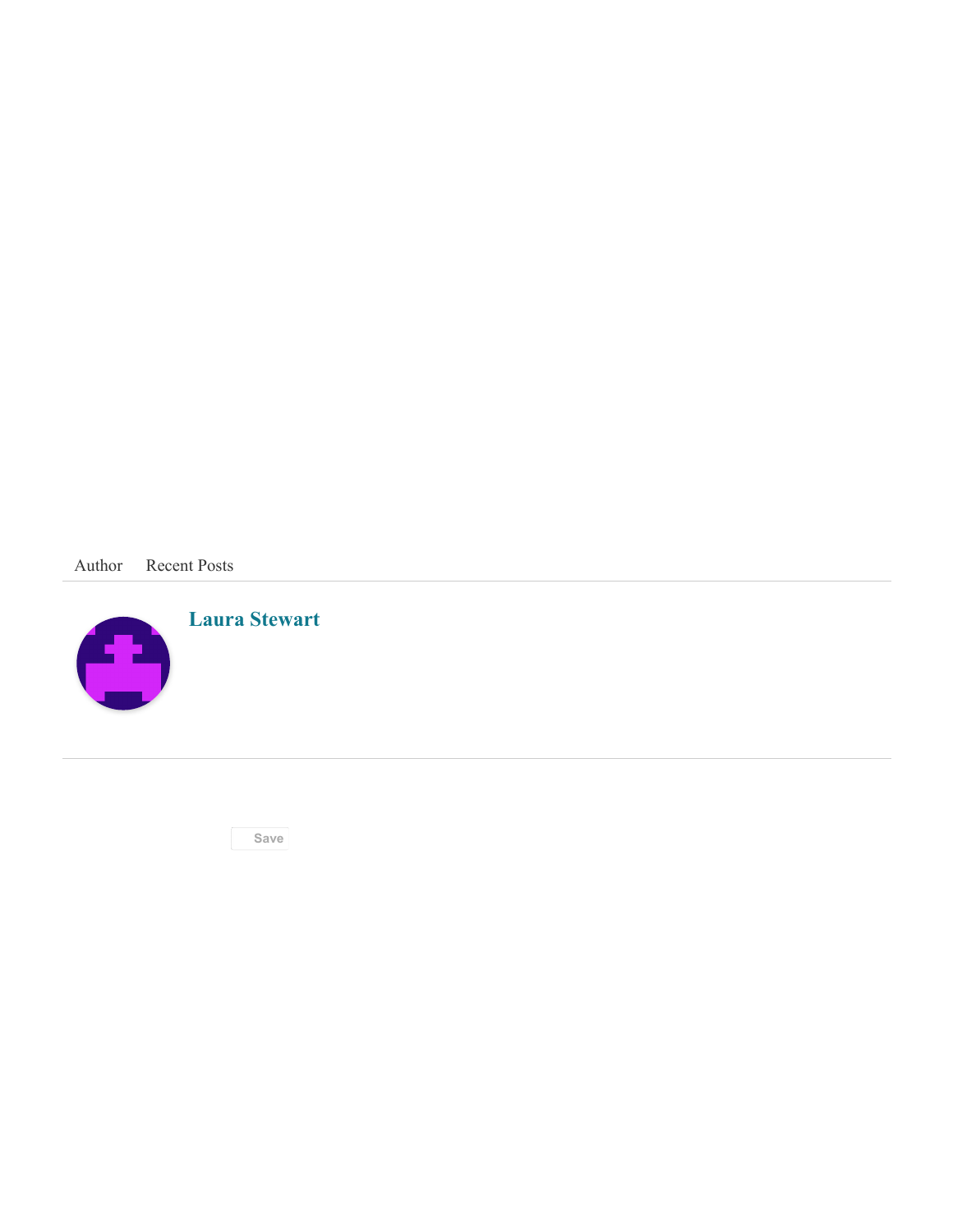Author Recent Posts

**Laura Stewart**

Save